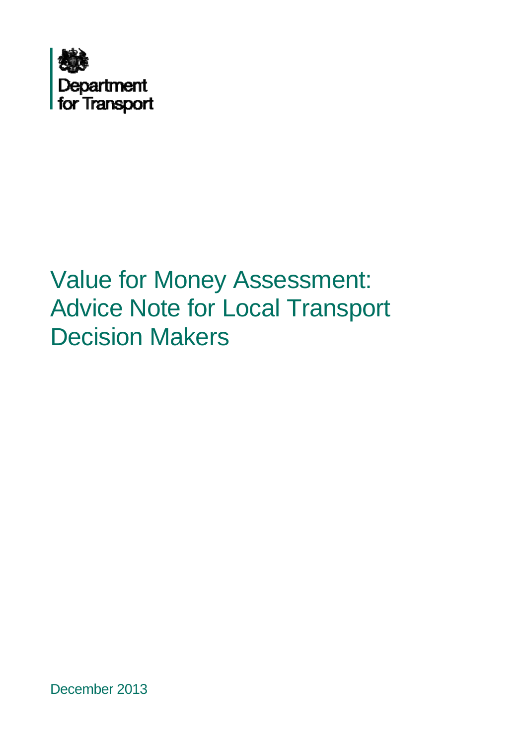Department for Transport

# Value for Money Assessment: Advice Note for Local Transport Decision Makers

December 2013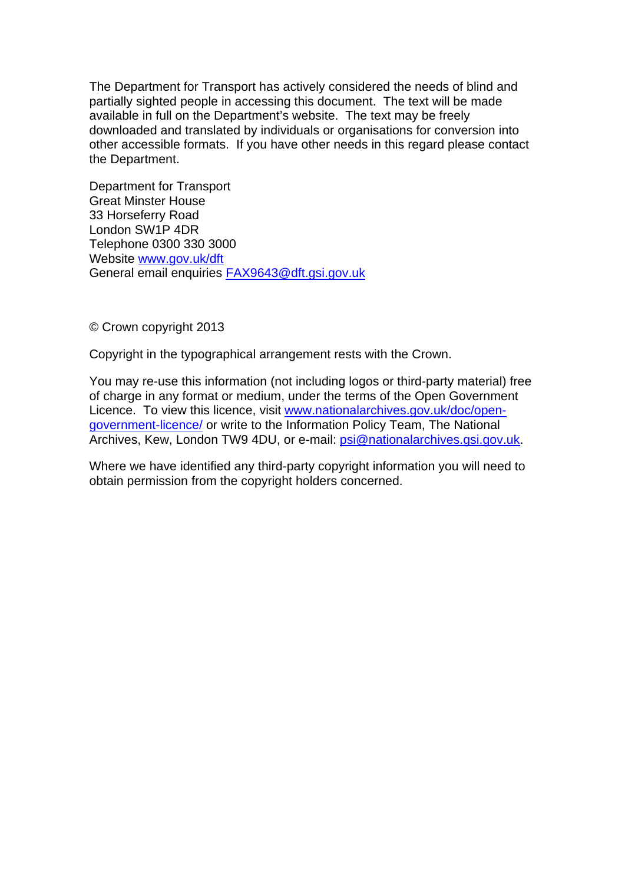The Department for Transport has actively considered the needs of blind and partially sighted people in accessing this document. The text will be made available in full on the Department's website. The text may be freely downloaded and translated by individuals or organisations for conversion into other accessible formats. If you have other needs in this regard please contact the Department.

Department for Transport
Great Minster House
33 Horseferry Road
London SW1P 4DR
Telephone 0300 330 3000
Website [www.gov.uk/dft](http://www.gov.uk/dft)
General email enquiries [FAX9643@dft.gsi.gov.uk](mailto:FAX9643@dft.gsi.gov.uk)

© Crown copyright 2013

Copyright in the typographical arrangement rests with the Crown.

You may re-use this information (not including logos or third-party material) free of charge in any format or medium, under the terms of the Open Government Licence. To view this licence, visit [www.nationalarchives.gov.uk/doc/open-government-licence/](http://www.nationalarchives.gov.uk/doc/open-government-licence/) or write to the Information Policy Team, The National Archives, Kew, London TW9 4DU, or e-mail: [psi@nationalarchives.gsi.gov.uk](mailto:psi@nationalarchives.gsi.gov.uk).

Where we have identified any third-party copyright information you will need to obtain permission from the copyright holders concerned.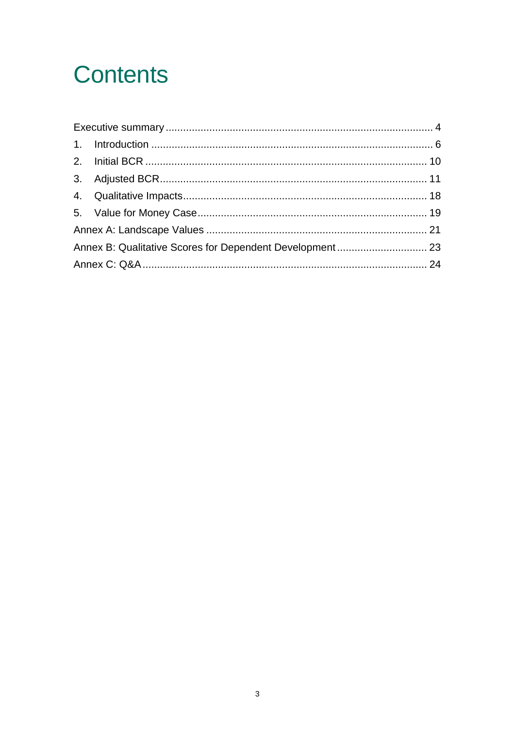# Contents

Executive summary ........................................................................................ 4

1. Introduction ............................................................................................. 6
2. Initial BCR .............................................................................................. 10
3. Adjusted BCR .......................................................................................... 11
4. Qualitative Impacts .................................................................................. 18
5. Value for Money Case .............................................................................. 19

Annex A: Landscape Values ........................................................................... 21

Annex B: Qualitative Scores for Dependent Development ............................... 23

Annex C: Q&A ................................................................................................ 24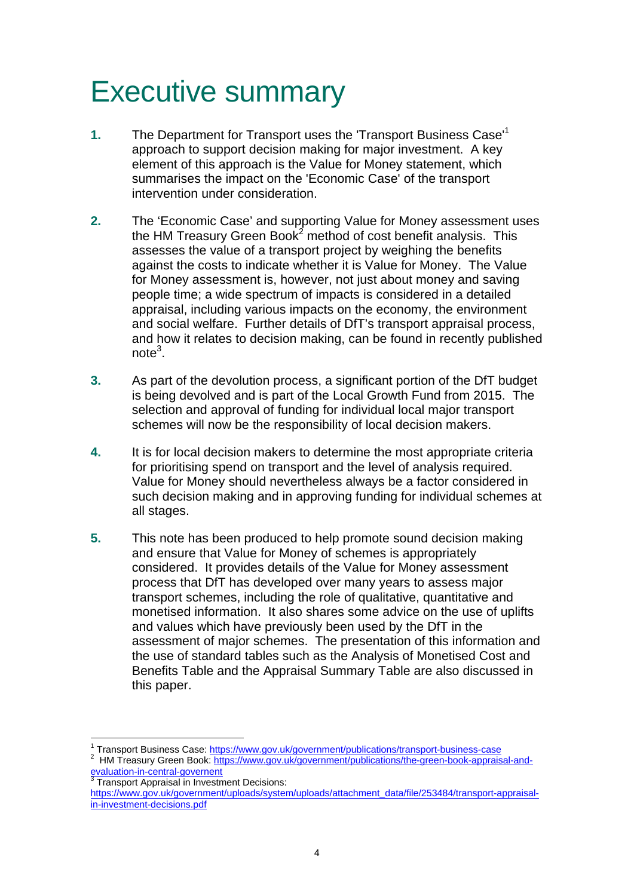# Executive summary

**1.** The Department for Transport uses the 'Transport Business Case'[1] approach to support decision making for major investment. A key element of this approach is the Value for Money statement, which summarises the impact on the 'Economic Case' of the transport intervention under consideration.

**2.** The 'Economic Case' and supporting Value for Money assessment uses the HM Treasury Green Book[2] method of cost benefit analysis. This assesses the value of a transport project by weighing the benefits against the costs to indicate whether it is Value for Money. The Value for Money assessment is, however, not just about money and saving people time; a wide spectrum of impacts is considered in a detailed appraisal, including various impacts on the economy, the environment and social welfare. Further details of DfT's transport appraisal process, and how it relates to decision making, can be found in recently published note[3].

**3.** As part of the devolution process, a significant portion of the DfT budget is being devolved and is part of the Local Growth Fund from 2015. The selection and approval of funding for individual local major transport schemes will now be the responsibility of local decision makers.

**4.** It is for local decision makers to determine the most appropriate criteria for prioritising spend on transport and the level of analysis required. Value for Money should nevertheless always be a factor considered in such decision making and in approving funding for individual schemes at all stages.

**5.** This note has been produced to help promote sound decision making and ensure that Value for Money of schemes is appropriately considered. It provides details of the Value for Money assessment process that DfT has developed over many years to assess major transport schemes, including the role of qualitative, quantitative and monetised information. It also shares some advice on the use of uplifts and values which have previously been used by the DfT in the assessment of major schemes. The presentation of this information and the use of standard tables such as the Analysis of Monetised Cost and Benefits Table and the Appraisal Summary Table are also discussed in this paper.

---

[1] Transport Business Case: https://www.gov.uk/government/publications/transport-business-case

[2] HM Treasury Green Book: https://www.gov.uk/government/publications/the-green-book-appraisal-and-evaluation-in-central-governent

[3] Transport Appraisal in Investment Decisions: https://www.gov.uk/government/uploads/system/uploads/attachment_data/file/253484/transport-appraisal-in-investment-decisions.pdf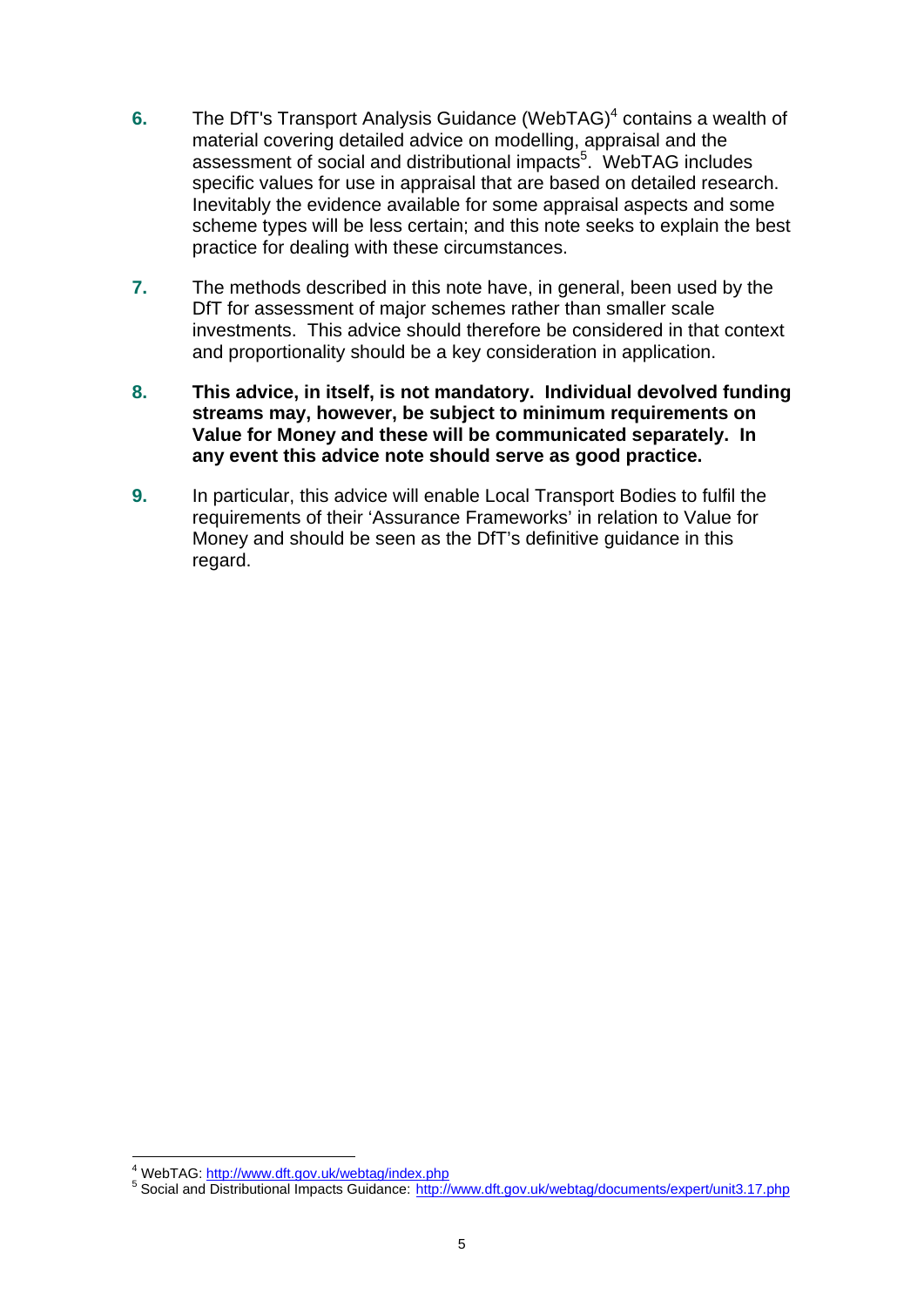6. The DfT's Transport Analysis Guidance (WebTAG)[4] contains a wealth of material covering detailed advice on modelling, appraisal and the assessment of social and distributional impacts[5]. WebTAG includes specific values for use in appraisal that are based on detailed research. Inevitably the evidence available for some appraisal aspects and some scheme types will be less certain; and this note seeks to explain the best practice for dealing with these circumstances.

7. The methods described in this note have, in general, been used by the DfT for assessment of major schemes rather than smaller scale investments. This advice should therefore be considered in that context and proportionality should be a key consideration in application.

8. **This advice, in itself, is not mandatory. Individual devolved funding streams may, however, be subject to minimum requirements on Value for Money and these will be communicated separately. In any event this advice note should serve as good practice.**

9. In particular, this advice will enable Local Transport Bodies to fulfil the requirements of their 'Assurance Frameworks' in relation to Value for Money and should be seen as the DfT's definitive guidance in this regard.

---

[4] WebTAG: http://www.dft.gov.uk/webtag/index.php

[5] Social and Distributional Impacts Guidance: http://www.dft.gov.uk/webtag/documents/expert/unit3.17.php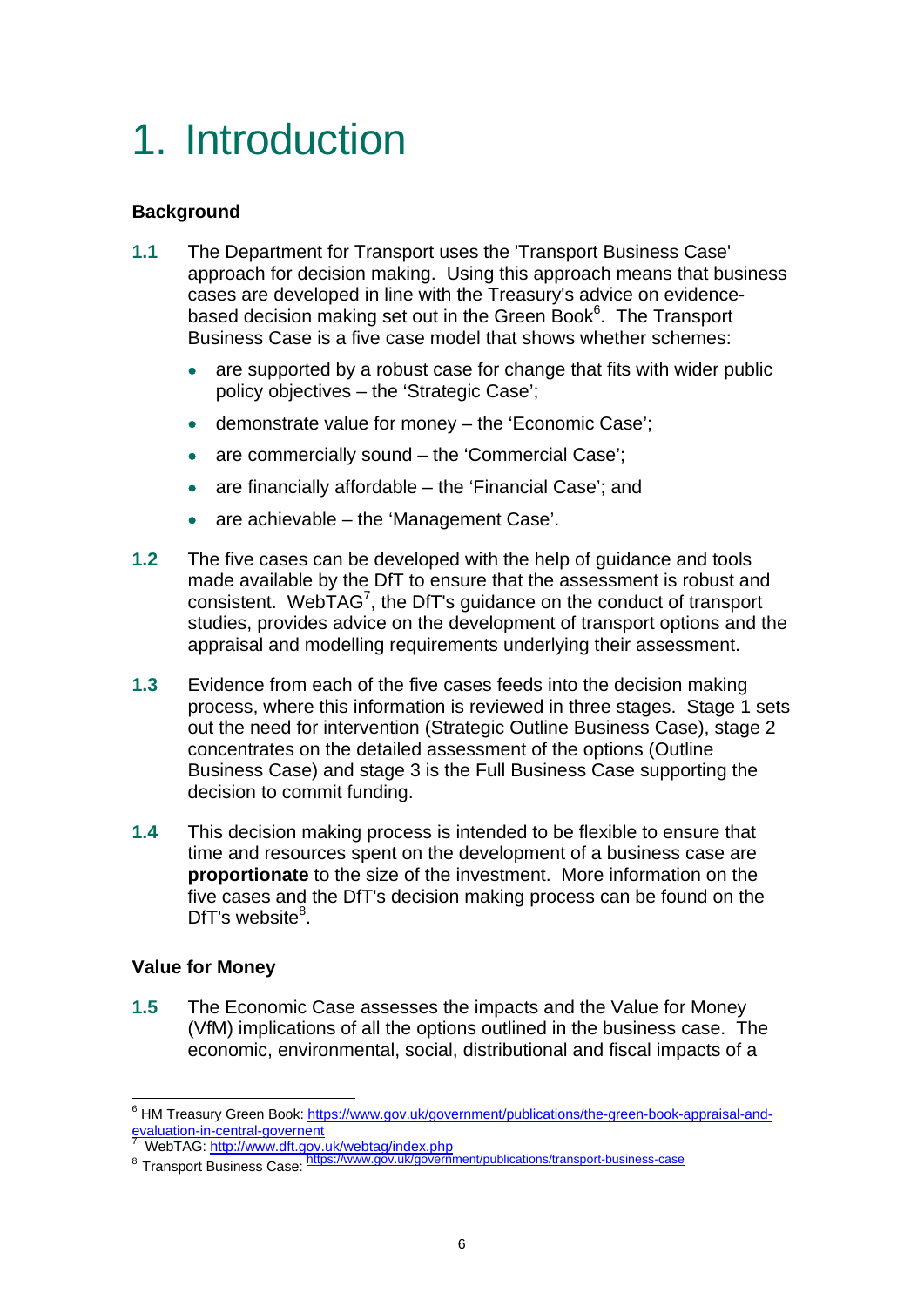# 1. Introduction

### Background

**1.1** The Department for Transport uses the 'Transport Business Case' approach for decision making. Using this approach means that business cases are developed in line with the Treasury's advice on evidence-based decision making set out in the Green Book[6]. The Transport Business Case is a five case model that shows whether schemes:

- are supported by a robust case for change that fits with wider public policy objectives – the 'Strategic Case';
- demonstrate value for money – the 'Economic Case';
- are commercially sound – the 'Commercial Case';
- are financially affordable – the 'Financial Case'; and
- are achievable – the 'Management Case'.

**1.2** The five cases can be developed with the help of guidance and tools made available by the DfT to ensure that the assessment is robust and consistent. WebTAG[7], the DfT's guidance on the conduct of transport studies, provides advice on the development of transport options and the appraisal and modelling requirements underlying their assessment.

**1.3** Evidence from each of the five cases feeds into the decision making process, where this information is reviewed in three stages. Stage 1 sets out the need for intervention (Strategic Outline Business Case), stage 2 concentrates on the detailed assessment of the options (Outline Business Case) and stage 3 is the Full Business Case supporting the decision to commit funding.

**1.4** This decision making process is intended to be flexible to ensure that time and resources spent on the development of a business case are **proportionate** to the size of the investment. More information on the five cases and the DfT's decision making process can be found on the DfT's website[8].

### Value for Money

**1.5** The Economic Case assesses the impacts and the Value for Money (VfM) implications of all the options outlined in the business case. The economic, environmental, social, distributional and fiscal impacts of a

---

[6] HM Treasury Green Book: https://www.gov.uk/government/publications/the-green-book-appraisal-and-evaluation-in-central-governent

[7] WebTAG: http://www.dft.gov.uk/webtag/index.php

[8] Transport Business Case: https://www.gov.uk/government/publications/transport-business-case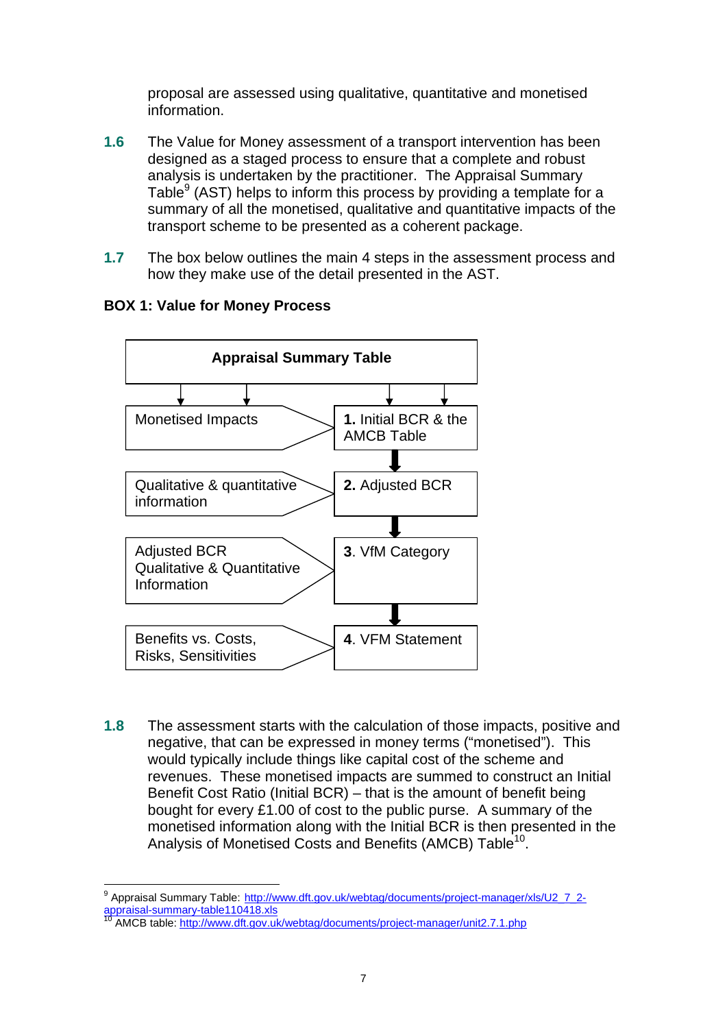proposal are assessed using qualitative, quantitative and monetised information.

**1.6** The Value for Money assessment of a transport intervention has been designed as a staged process to ensure that a complete and robust analysis is undertaken by the practitioner. The Appraisal Summary Table[9] (AST) helps to inform this process by providing a template for a summary of all the monetised, qualitative and quantitative impacts of the transport scheme to be presented as a coherent package.

**1.7** The box below outlines the main 4 steps in the assessment process and how they make use of the detail presented in the AST.

**BOX 1: Value for Money Process**

| Appraisal Summary Table | |
|---|---|
| Monetised Impacts → | **1.** Initial BCR & the AMCB Table |
| Qualitative & quantitative information → | **2.** Adjusted BCR |
| Adjusted BCR Qualitative & Quantitative Information → | **3**. VfM Category |
| Benefits vs. Costs, Risks, Sensitivities → | **4**. VFM Statement |

**1.8** The assessment starts with the calculation of those impacts, positive and negative, that can be expressed in money terms ("monetised"). This would typically include things like capital cost of the scheme and revenues. These monetised impacts are summed to construct an Initial Benefit Cost Ratio (Initial BCR) – that is the amount of benefit being bought for every £1.00 of cost to the public purse. A summary of the monetised information along with the Initial BCR is then presented in the Analysis of Monetised Costs and Benefits (AMCB) Table[10].

---

[9] Appraisal Summary Table: http://www.dft.gov.uk/webtag/documents/project-manager/xls/U2_7_2-appraisal-summary-table110418.xls

[10] AMCB table: http://www.dft.gov.uk/webtag/documents/project-manager/unit2.7.1.php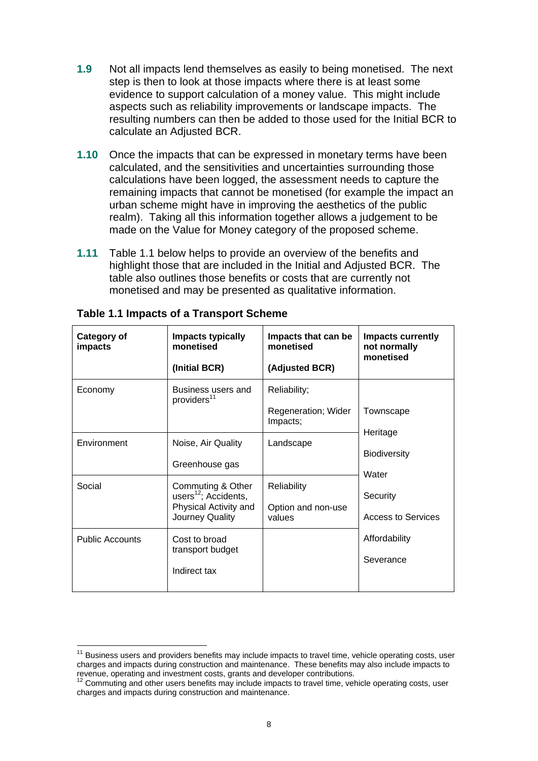**1.9** Not all impacts lend themselves as easily to being monetised. The next step is then to look at those impacts where there is at least some evidence to support calculation of a money value. This might include aspects such as reliability improvements or landscape impacts. The resulting numbers can then be added to those used for the Initial BCR to calculate an Adjusted BCR.

**1.10** Once the impacts that can be expressed in monetary terms have been calculated, and the sensitivities and uncertainties surrounding those calculations have been logged, the assessment needs to capture the remaining impacts that cannot be monetised (for example the impact an urban scheme might have in improving the aesthetics of the public realm). Taking all this information together allows a judgement to be made on the Value for Money category of the proposed scheme.

**1.11** Table 1.1 below helps to provide an overview of the benefits and highlight those that are included in the Initial and Adjusted BCR. The table also outlines those benefits or costs that are currently not monetised and may be presented as qualitative information.

**Table 1.1 Impacts of a Transport Scheme**

| Category of impacts | Impacts typically monetised (Initial BCR) | Impacts that can be monetised (Adjusted BCR) | Impacts currently not normally monetised |
|---|---|---|---|
| Economy | Business users and providers[11] | Reliability; Regeneration; Wider Impacts; | Townscape<br>Heritage<br>Biodiversity<br>Water<br>Security<br>Access to Services<br>Affordability<br>Severance |
| Environment | Noise, Air Quality<br>Greenhouse gas | Landscape | |
| Social | Commuting & Other users[12]; Accidents, Physical Activity and Journey Quality | Reliability<br>Option and non-use values | |
| Public Accounts | Cost to broad transport budget<br>Indirect tax | | |

[11] Business users and providers benefits may include impacts to travel time, vehicle operating costs, user charges and impacts during construction and maintenance. These benefits may also include impacts to revenue, operating and investment costs, grants and developer contributions.

[12] Commuting and other users benefits may include impacts to travel time, vehicle operating costs, user charges and impacts during construction and maintenance.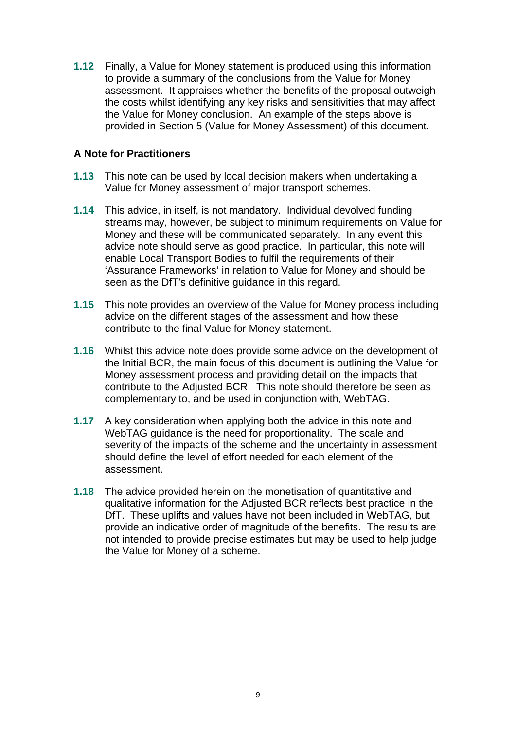**1.12** Finally, a Value for Money statement is produced using this information to provide a summary of the conclusions from the Value for Money assessment. It appraises whether the benefits of the proposal outweigh the costs whilst identifying any key risks and sensitivities that may affect the Value for Money conclusion. An example of the steps above is provided in Section 5 (Value for Money Assessment) of this document.

### A Note for Practitioners

**1.13** This note can be used by local decision makers when undertaking a Value for Money assessment of major transport schemes.

**1.14** This advice, in itself, is not mandatory. Individual devolved funding streams may, however, be subject to minimum requirements on Value for Money and these will be communicated separately. In any event this advice note should serve as good practice. In particular, this note will enable Local Transport Bodies to fulfil the requirements of their 'Assurance Frameworks' in relation to Value for Money and should be seen as the DfT's definitive guidance in this regard.

**1.15** This note provides an overview of the Value for Money process including advice on the different stages of the assessment and how these contribute to the final Value for Money statement.

**1.16** Whilst this advice note does provide some advice on the development of the Initial BCR, the main focus of this document is outlining the Value for Money assessment process and providing detail on the impacts that contribute to the Adjusted BCR. This note should therefore be seen as complementary to, and be used in conjunction with, WebTAG.

**1.17** A key consideration when applying both the advice in this note and WebTAG guidance is the need for proportionality. The scale and severity of the impacts of the scheme and the uncertainty in assessment should define the level of effort needed for each element of the assessment.

**1.18** The advice provided herein on the monetisation of quantitative and qualitative information for the Adjusted BCR reflects best practice in the DfT. These uplifts and values have not been included in WebTAG, but provide an indicative order of magnitude of the benefits. The results are not intended to provide precise estimates but may be used to help judge the Value for Money of a scheme.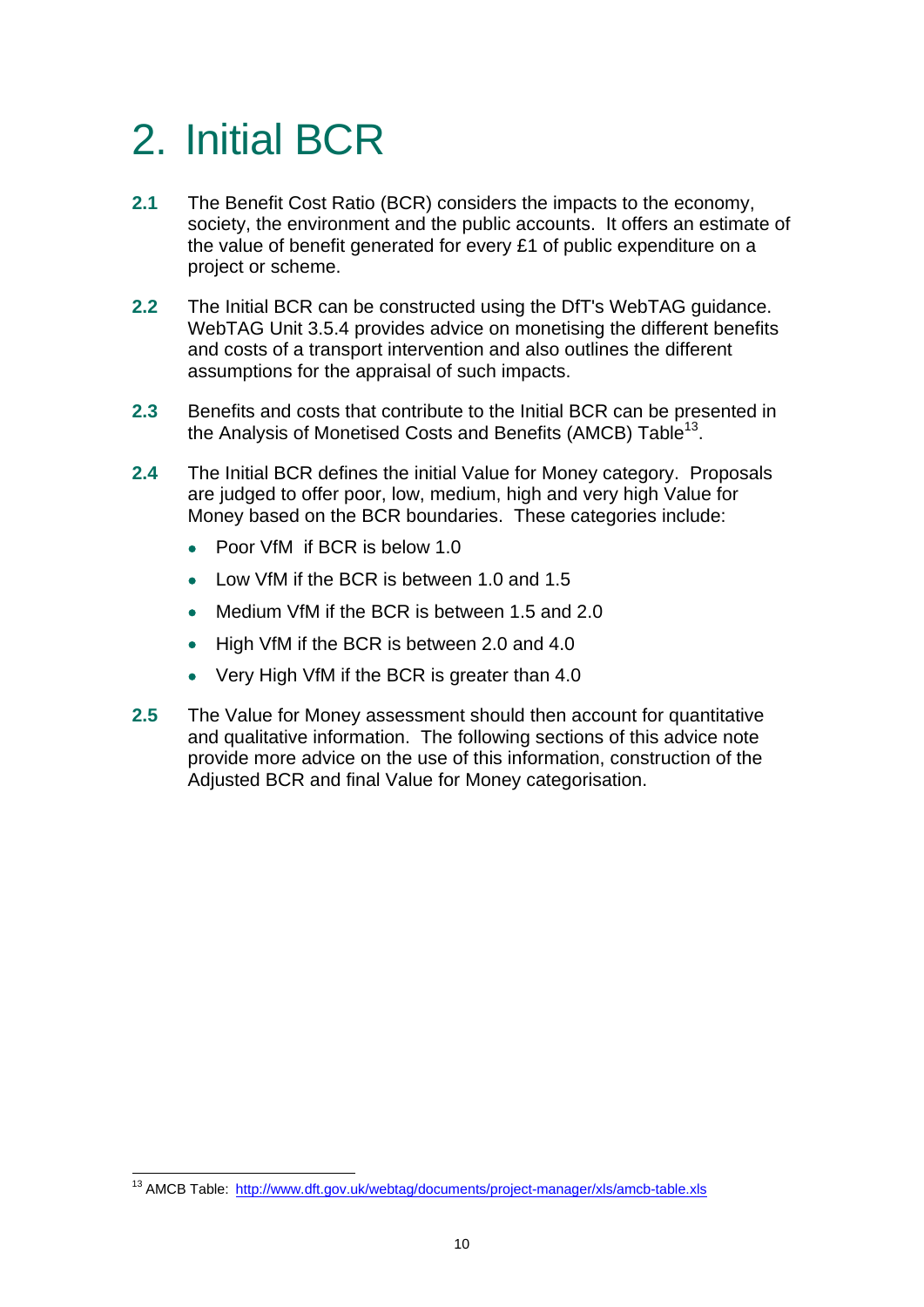# 2. Initial BCR

**2.1** The Benefit Cost Ratio (BCR) considers the impacts to the economy, society, the environment and the public accounts. It offers an estimate of the value of benefit generated for every £1 of public expenditure on a project or scheme.

**2.2** The Initial BCR can be constructed using the DfT's WebTAG guidance. WebTAG Unit 3.5.4 provides advice on monetising the different benefits and costs of a transport intervention and also outlines the different assumptions for the appraisal of such impacts.

**2.3** Benefits and costs that contribute to the Initial BCR can be presented in the Analysis of Monetised Costs and Benefits (AMCB) Table[13].

**2.4** The Initial BCR defines the initial Value for Money category. Proposals are judged to offer poor, low, medium, high and very high Value for Money based on the BCR boundaries. These categories include:

- Poor VfM if BCR is below 1.0
- Low VfM if the BCR is between 1.0 and 1.5
- Medium VfM if the BCR is between 1.5 and 2.0
- High VfM if the BCR is between 2.0 and 4.0
- Very High VfM if the BCR is greater than 4.0

**2.5** The Value for Money assessment should then account for quantitative and qualitative information. The following sections of this advice note provide more advice on the use of this information, construction of the Adjusted BCR and final Value for Money categorisation.

[13] AMCB Table: http://www.dft.gov.uk/webtag/documents/project-manager/xls/amcb-table.xls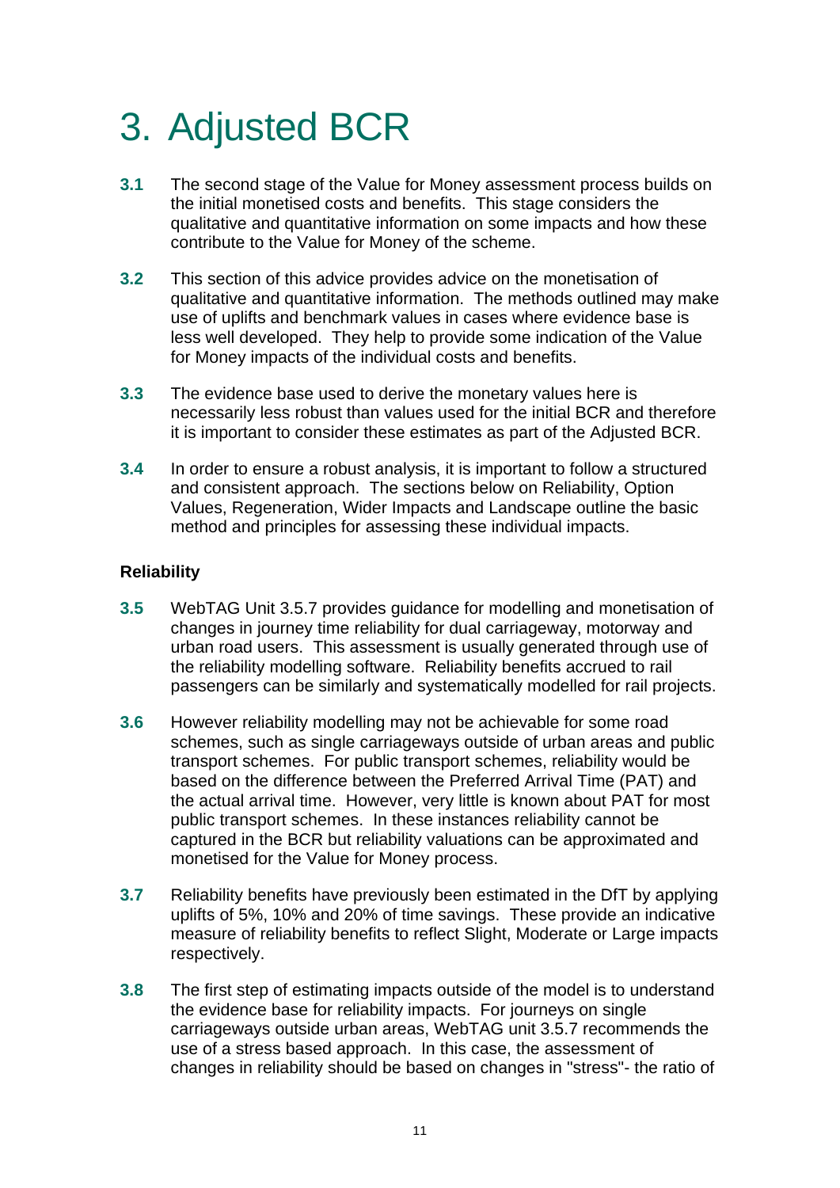# 3. Adjusted BCR

**3.1** The second stage of the Value for Money assessment process builds on the initial monetised costs and benefits. This stage considers the qualitative and quantitative information on some impacts and how these contribute to the Value for Money of the scheme.

**3.2** This section of this advice provides advice on the monetisation of qualitative and quantitative information. The methods outlined may make use of uplifts and benchmark values in cases where evidence base is less well developed. They help to provide some indication of the Value for Money impacts of the individual costs and benefits.

**3.3** The evidence base used to derive the monetary values here is necessarily less robust than values used for the initial BCR and therefore it is important to consider these estimates as part of the Adjusted BCR.

**3.4** In order to ensure a robust analysis, it is important to follow a structured and consistent approach. The sections below on Reliability, Option Values, Regeneration, Wider Impacts and Landscape outline the basic method and principles for assessing these individual impacts.

### Reliability

**3.5** WebTAG Unit 3.5.7 provides guidance for modelling and monetisation of changes in journey time reliability for dual carriageway, motorway and urban road users. This assessment is usually generated through use of the reliability modelling software. Reliability benefits accrued to rail passengers can be similarly and systematically modelled for rail projects.

**3.6** However reliability modelling may not be achievable for some road schemes, such as single carriageways outside of urban areas and public transport schemes. For public transport schemes, reliability would be based on the difference between the Preferred Arrival Time (PAT) and the actual arrival time. However, very little is known about PAT for most public transport schemes. In these instances reliability cannot be captured in the BCR but reliability valuations can be approximated and monetised for the Value for Money process.

**3.7** Reliability benefits have previously been estimated in the DfT by applying uplifts of 5%, 10% and 20% of time savings. These provide an indicative measure of reliability benefits to reflect Slight, Moderate or Large impacts respectively.

**3.8** The first step of estimating impacts outside of the model is to understand the evidence base for reliability impacts. For journeys on single carriageways outside urban areas, WebTAG unit 3.5.7 recommends the use of a stress based approach. In this case, the assessment of changes in reliability should be based on changes in "stress"- the ratio of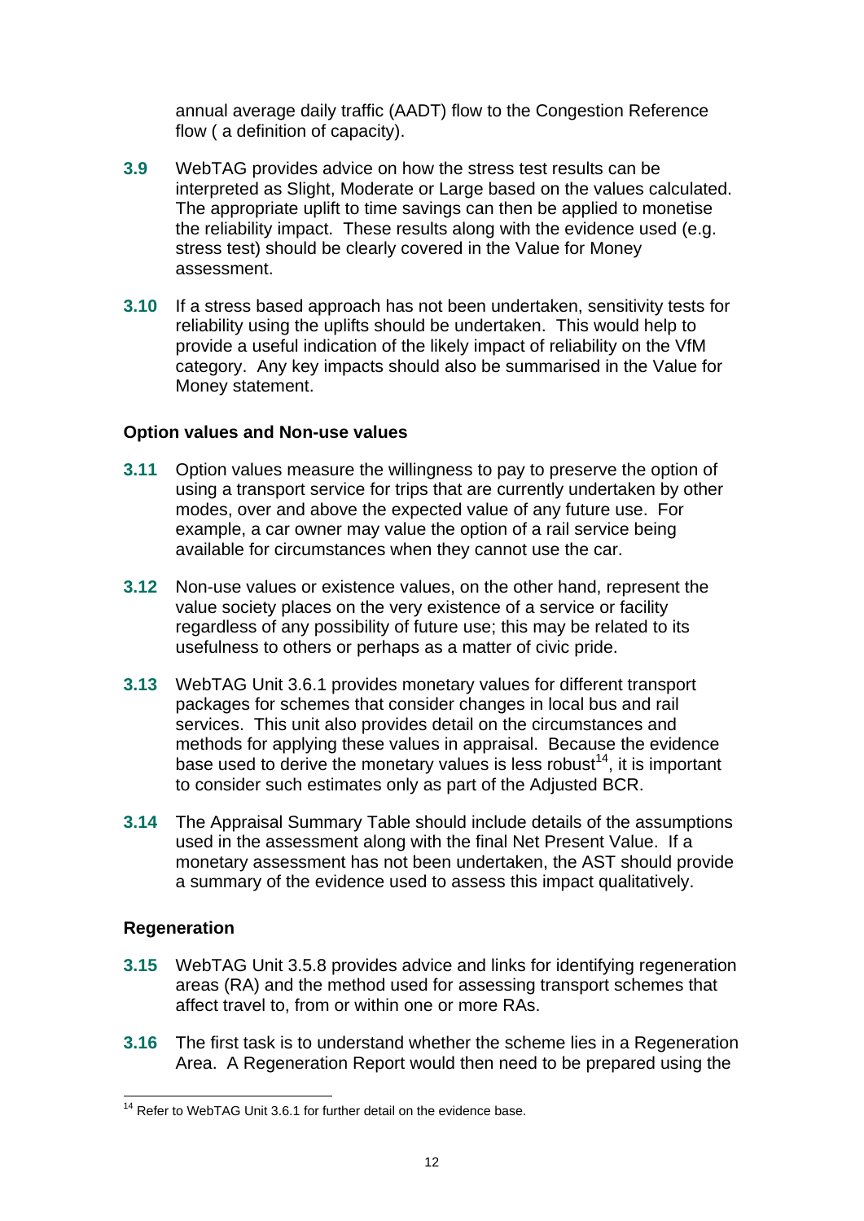annual average daily traffic (AADT) flow to the Congestion Reference flow ( a definition of capacity).

**3.9** WebTAG provides advice on how the stress test results can be interpreted as Slight, Moderate or Large based on the values calculated. The appropriate uplift to time savings can then be applied to monetise the reliability impact. These results along with the evidence used (e.g. stress test) should be clearly covered in the Value for Money assessment.

**3.10** If a stress based approach has not been undertaken, sensitivity tests for reliability using the uplifts should be undertaken. This would help to provide a useful indication of the likely impact of reliability on the VfM category. Any key impacts should also be summarised in the Value for Money statement.

**Option values and Non-use values**

**3.11** Option values measure the willingness to pay to preserve the option of using a transport service for trips that are currently undertaken by other modes, over and above the expected value of any future use. For example, a car owner may value the option of a rail service being available for circumstances when they cannot use the car.

**3.12** Non-use values or existence values, on the other hand, represent the value society places on the very existence of a service or facility regardless of any possibility of future use; this may be related to its usefulness to others or perhaps as a matter of civic pride.

**3.13** WebTAG Unit 3.6.1 provides monetary values for different transport packages for schemes that consider changes in local bus and rail services. This unit also provides detail on the circumstances and methods for applying these values in appraisal. Because the evidence base used to derive the monetary values is less robust[14], it is important to consider such estimates only as part of the Adjusted BCR.

**3.14** The Appraisal Summary Table should include details of the assumptions used in the assessment along with the final Net Present Value. If a monetary assessment has not been undertaken, the AST should provide a summary of the evidence used to assess this impact qualitatively.

**Regeneration**

**3.15** WebTAG Unit 3.5.8 provides advice and links for identifying regeneration areas (RA) and the method used for assessing transport schemes that affect travel to, from or within one or more RAs.

**3.16** The first task is to understand whether the scheme lies in a Regeneration Area. A Regeneration Report would then need to be prepared using the

[14] Refer to WebTAG Unit 3.6.1 for further detail on the evidence base.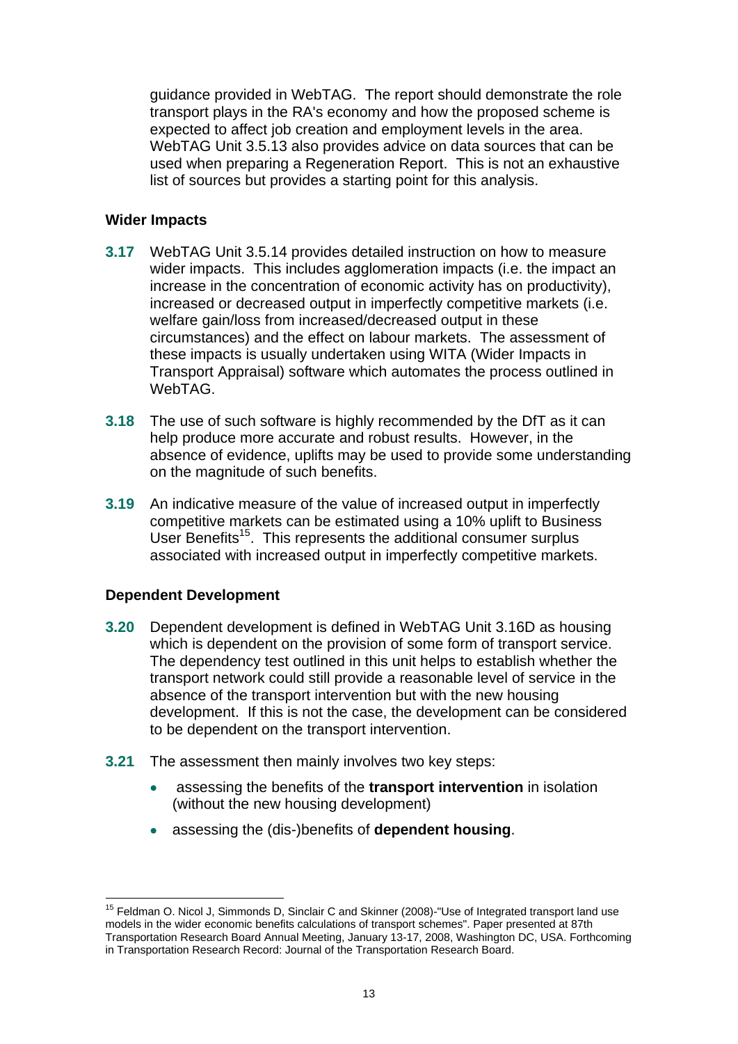guidance provided in WebTAG. The report should demonstrate the role transport plays in the RA's economy and how the proposed scheme is expected to affect job creation and employment levels in the area. WebTAG Unit 3.5.13 also provides advice on data sources that can be used when preparing a Regeneration Report. This is not an exhaustive list of sources but provides a starting point for this analysis.

**Wider Impacts**

**3.17** WebTAG Unit 3.5.14 provides detailed instruction on how to measure wider impacts. This includes agglomeration impacts (i.e. the impact an increase in the concentration of economic activity has on productivity), increased or decreased output in imperfectly competitive markets (i.e. welfare gain/loss from increased/decreased output in these circumstances) and the effect on labour markets. The assessment of these impacts is usually undertaken using WITA (Wider Impacts in Transport Appraisal) software which automates the process outlined in WebTAG.

**3.18** The use of such software is highly recommended by the DfT as it can help produce more accurate and robust results. However, in the absence of evidence, uplifts may be used to provide some understanding on the magnitude of such benefits.

**3.19** An indicative measure of the value of increased output in imperfectly competitive markets can be estimated using a 10% uplift to Business User Benefits[15]. This represents the additional consumer surplus associated with increased output in imperfectly competitive markets.

**Dependent Development**

**3.20** Dependent development is defined in WebTAG Unit 3.16D as housing which is dependent on the provision of some form of transport service. The dependency test outlined in this unit helps to establish whether the transport network could still provide a reasonable level of service in the absence of the transport intervention but with the new housing development. If this is not the case, the development can be considered to be dependent on the transport intervention.

**3.21** The assessment then mainly involves two key steps:

- assessing the benefits of the **transport intervention** in isolation (without the new housing development)
- assessing the (dis-)benefits of **dependent housing**.

---

[15] Feldman O. Nicol J, Simmonds D, Sinclair C and Skinner (2008)-"Use of Integrated transport land use models in the wider economic benefits calculations of transport schemes". Paper presented at 87th Transportation Research Board Annual Meeting, January 13-17, 2008, Washington DC, USA. Forthcoming in Transportation Research Record: Journal of the Transportation Research Board.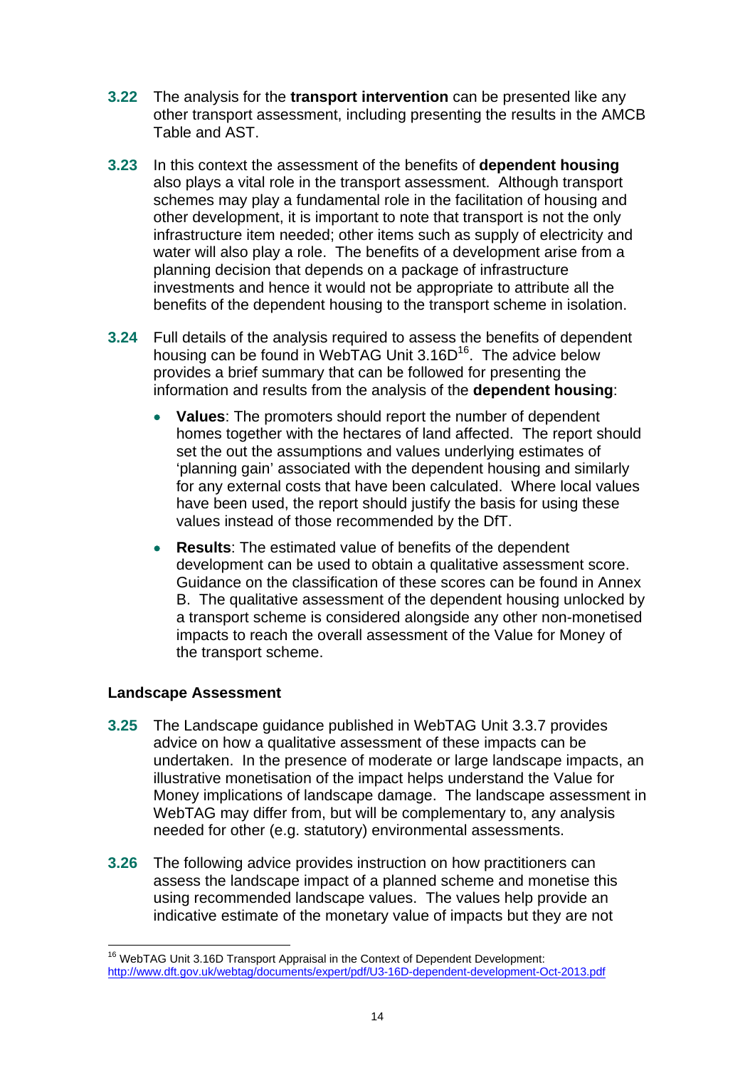**3.22** The analysis for the **transport intervention** can be presented like any other transport assessment, including presenting the results in the AMCB Table and AST.

**3.23** In this context the assessment of the benefits of **dependent housing** also plays a vital role in the transport assessment. Although transport schemes may play a fundamental role in the facilitation of housing and other development, it is important to note that transport is not the only infrastructure item needed; other items such as supply of electricity and water will also play a role. The benefits of a development arise from a planning decision that depends on a package of infrastructure investments and hence it would not be appropriate to attribute all the benefits of the dependent housing to the transport scheme in isolation.

**3.24** Full details of the analysis required to assess the benefits of dependent housing can be found in WebTAG Unit 3.16D[16]. The advice below provides a brief summary that can be followed for presenting the information and results from the analysis of the **dependent housing**:

- **Values**: The promoters should report the number of dependent homes together with the hectares of land affected. The report should set the out the assumptions and values underlying estimates of 'planning gain' associated with the dependent housing and similarly for any external costs that have been calculated. Where local values have been used, the report should justify the basis for using these values instead of those recommended by the DfT.
- **Results**: The estimated value of benefits of the dependent development can be used to obtain a qualitative assessment score. Guidance on the classification of these scores can be found in Annex B. The qualitative assessment of the dependent housing unlocked by a transport scheme is considered alongside any other non-monetised impacts to reach the overall assessment of the Value for Money of the transport scheme.

### Landscape Assessment

**3.25** The Landscape guidance published in WebTAG Unit 3.3.7 provides advice on how a qualitative assessment of these impacts can be undertaken. In the presence of moderate or large landscape impacts, an illustrative monetisation of the impact helps understand the Value for Money implications of landscape damage. The landscape assessment in WebTAG may differ from, but will be complementary to, any analysis needed for other (e.g. statutory) environmental assessments.

**3.26** The following advice provides instruction on how practitioners can assess the landscape impact of a planned scheme and monetise this using recommended landscape values. The values help provide an indicative estimate of the monetary value of impacts but they are not

---

[16] WebTAG Unit 3.16D Transport Appraisal in the Context of Dependent Development: http://www.dft.gov.uk/webtag/documents/expert/pdf/U3-16D-dependent-development-Oct-2013.pdf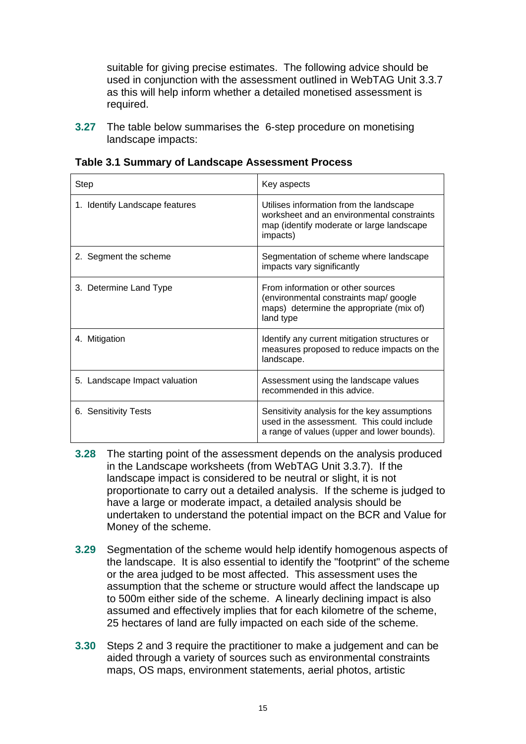suitable for giving precise estimates. The following advice should be used in conjunction with the assessment outlined in WebTAG Unit 3.3.7 as this will help inform whether a detailed monetised assessment is required.

**3.27** The table below summarises the 6-step procedure on monetising landscape impacts:

**Table 3.1 Summary of Landscape Assessment Process**

| Step | Key aspects |
|---|---|
| 1. Identify Landscape features | Utilises information from the landscape worksheet and an environmental constraints map (identify moderate or large landscape impacts) |
| 2. Segment the scheme | Segmentation of scheme where landscape impacts vary significantly |
| 3. Determine Land Type | From information or other sources (environmental constraints map/ google maps) determine the appropriate (mix of) land type |
| 4. Mitigation | Identify any current mitigation structures or measures proposed to reduce impacts on the landscape. |
| 5. Landscape Impact valuation | Assessment using the landscape values recommended in this advice. |
| 6. Sensitivity Tests | Sensitivity analysis for the key assumptions used in the assessment. This could include a range of values (upper and lower bounds). |

**3.28** The starting point of the assessment depends on the analysis produced in the Landscape worksheets (from WebTAG Unit 3.3.7). If the landscape impact is considered to be neutral or slight, it is not proportionate to carry out a detailed analysis. If the scheme is judged to have a large or moderate impact, a detailed analysis should be undertaken to understand the potential impact on the BCR and Value for Money of the scheme.

**3.29** Segmentation of the scheme would help identify homogenous aspects of the landscape. It is also essential to identify the "footprint" of the scheme or the area judged to be most affected. This assessment uses the assumption that the scheme or structure would affect the landscape up to 500m either side of the scheme. A linearly declining impact is also assumed and effectively implies that for each kilometre of the scheme, 25 hectares of land are fully impacted on each side of the scheme.

**3.30** Steps 2 and 3 require the practitioner to make a judgement and can be aided through a variety of sources such as environmental constraints maps, OS maps, environment statements, aerial photos, artistic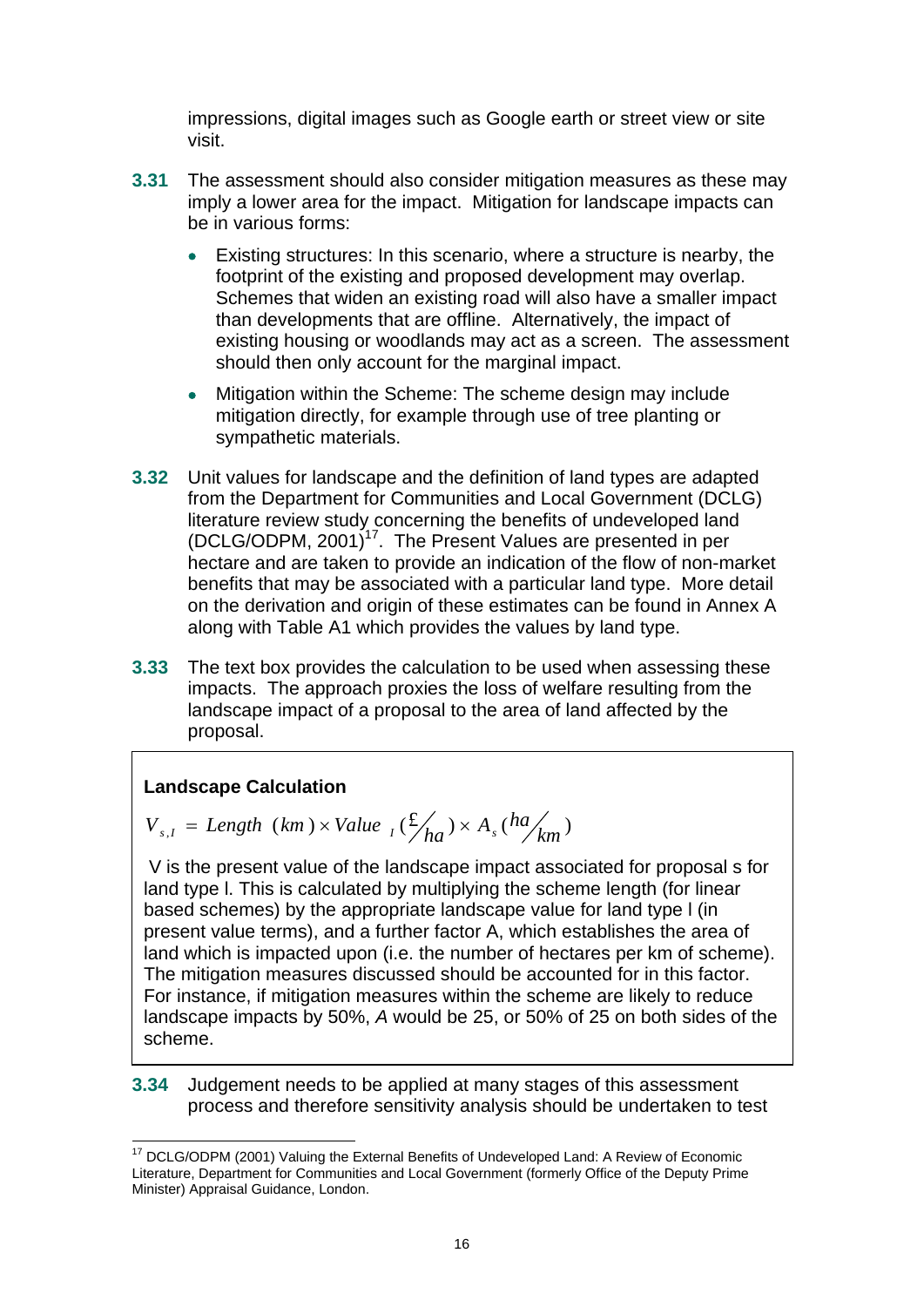impressions, digital images such as Google earth or street view or site visit.

**3.31** The assessment should also consider mitigation measures as these may imply a lower area for the impact. Mitigation for landscape impacts can be in various forms:

- Existing structures: In this scenario, where a structure is nearby, the footprint of the existing and proposed development may overlap. Schemes that widen an existing road will also have a smaller impact than developments that are offline. Alternatively, the impact of existing housing or woodlands may act as a screen. The assessment should then only account for the marginal impact.
- Mitigation within the Scheme: The scheme design may include mitigation directly, for example through use of tree planting or sympathetic materials.

**3.32** Unit values for landscape and the definition of land types are adapted from the Department for Communities and Local Government (DCLG) literature review study concerning the benefits of undeveloped land (DCLG/ODPM, 2001)[17]. The Present Values are presented in per hectare and are taken to provide an indication of the flow of non-market benefits that may be associated with a particular land type. More detail on the derivation and origin of these estimates can be found in Annex A along with Table A1 which provides the values by land type.

**3.33** The text box provides the calculation to be used when assessing these impacts. The approach proxies the loss of welfare resulting from the landscape impact of a proposal to the area of land affected by the proposal.

**Landscape Calculation**

$$V_{s,I} = Length\ (km) \times Value_{\ I}\,(\text{£}/ha) \times A_s\,(ha/km)$$

V is the present value of the landscape impact associated for proposal s for land type l. This is calculated by multiplying the scheme length (for linear based schemes) by the appropriate landscape value for land type l (in present value terms), and a further factor A, which establishes the area of land which is impacted upon (i.e. the number of hectares per km of scheme). The mitigation measures discussed should be accounted for in this factor. For instance, if mitigation measures within the scheme are likely to reduce landscape impacts by 50%, *A* would be 25, or 50% of 25 on both sides of the scheme.

**3.34** Judgement needs to be applied at many stages of this assessment process and therefore sensitivity analysis should be undertaken to test

[17] DCLG/ODPM (2001) Valuing the External Benefits of Undeveloped Land: A Review of Economic Literature, Department for Communities and Local Government (formerly Office of the Deputy Prime Minister) Appraisal Guidance, London.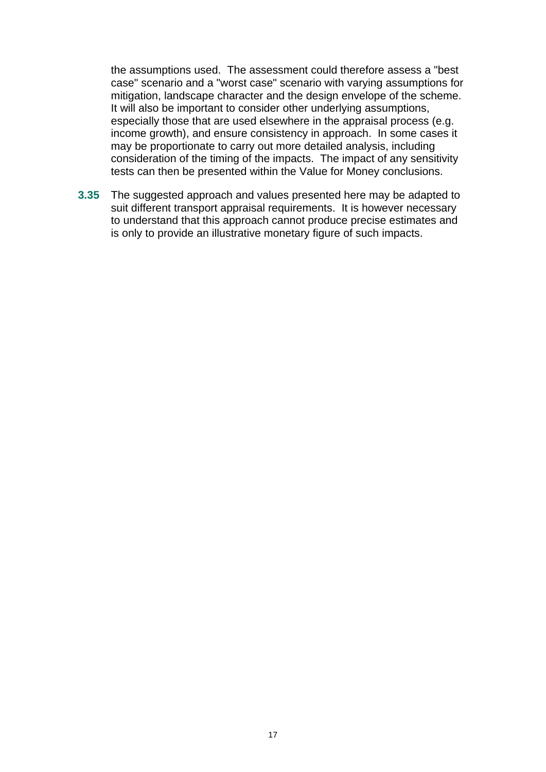the assumptions used. The assessment could therefore assess a "best case" scenario and a "worst case" scenario with varying assumptions for mitigation, landscape character and the design envelope of the scheme. It will also be important to consider other underlying assumptions, especially those that are used elsewhere in the appraisal process (e.g. income growth), and ensure consistency in approach. In some cases it may be proportionate to carry out more detailed analysis, including consideration of the timing of the impacts. The impact of any sensitivity tests can then be presented within the Value for Money conclusions.

**3.35** The suggested approach and values presented here may be adapted to suit different transport appraisal requirements. It is however necessary to understand that this approach cannot produce precise estimates and is only to provide an illustrative monetary figure of such impacts.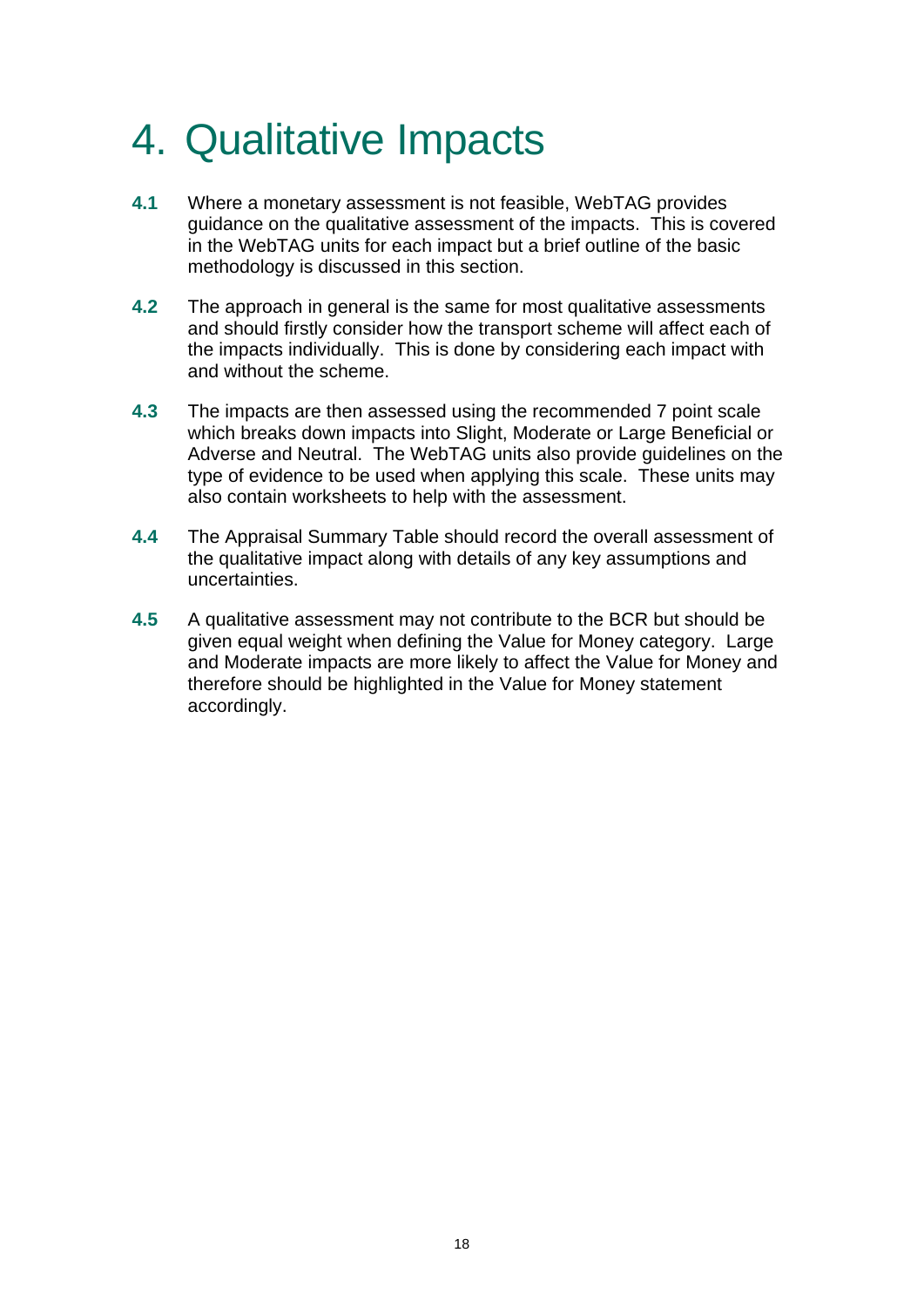# 4. Qualitative Impacts

**4.1** Where a monetary assessment is not feasible, WebTAG provides guidance on the qualitative assessment of the impacts. This is covered in the WebTAG units for each impact but a brief outline of the basic methodology is discussed in this section.

**4.2** The approach in general is the same for most qualitative assessments and should firstly consider how the transport scheme will affect each of the impacts individually. This is done by considering each impact with and without the scheme.

**4.3** The impacts are then assessed using the recommended 7 point scale which breaks down impacts into Slight, Moderate or Large Beneficial or Adverse and Neutral. The WebTAG units also provide guidelines on the type of evidence to be used when applying this scale. These units may also contain worksheets to help with the assessment.

**4.4** The Appraisal Summary Table should record the overall assessment of the qualitative impact along with details of any key assumptions and uncertainties.

**4.5** A qualitative assessment may not contribute to the BCR but should be given equal weight when defining the Value for Money category. Large and Moderate impacts are more likely to affect the Value for Money and therefore should be highlighted in the Value for Money statement accordingly.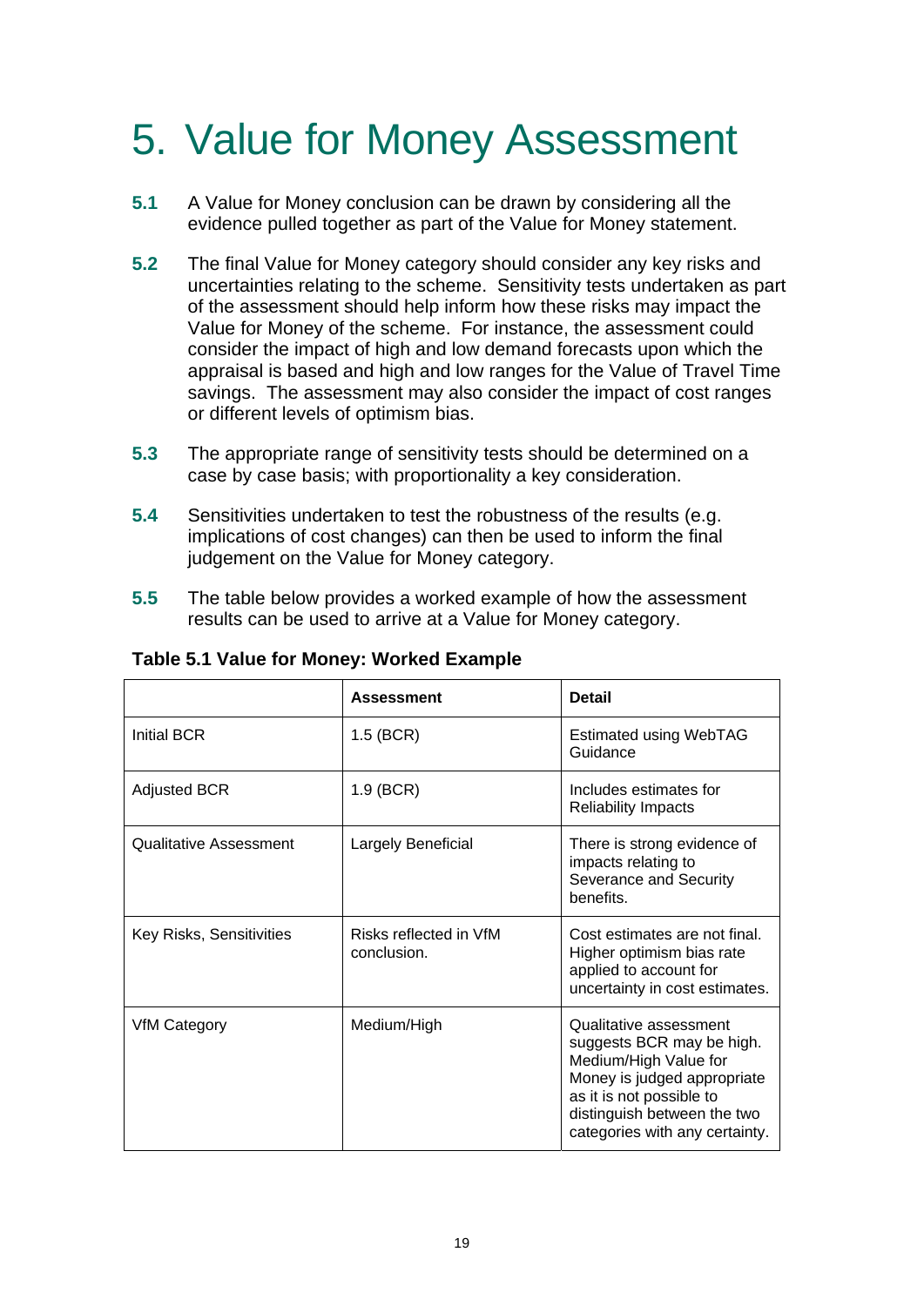# 5. Value for Money Assessment

**5.1** A Value for Money conclusion can be drawn by considering all the evidence pulled together as part of the Value for Money statement.

**5.2** The final Value for Money category should consider any key risks and uncertainties relating to the scheme. Sensitivity tests undertaken as part of the assessment should help inform how these risks may impact the Value for Money of the scheme. For instance, the assessment could consider the impact of high and low demand forecasts upon which the appraisal is based and high and low ranges for the Value of Travel Time savings. The assessment may also consider the impact of cost ranges or different levels of optimism bias.

**5.3** The appropriate range of sensitivity tests should be determined on a case by case basis; with proportionality a key consideration.

**5.4** Sensitivities undertaken to test the robustness of the results (e.g. implications of cost changes) can then be used to inform the final judgement on the Value for Money category.

**5.5** The table below provides a worked example of how the assessment results can be used to arrive at a Value for Money category.

**Table 5.1 Value for Money: Worked Example**

| | **Assessment** | **Detail** |
|---|---|---|
| Initial BCR | 1.5 (BCR) | Estimated using WebTAG Guidance |
| Adjusted BCR | 1.9 (BCR) | Includes estimates for Reliability Impacts |
| Qualitative Assessment | Largely Beneficial | There is strong evidence of impacts relating to Severance and Security benefits. |
| Key Risks, Sensitivities | Risks reflected in VfM conclusion. | Cost estimates are not final. Higher optimism bias rate applied to account for uncertainty in cost estimates. |
| VfM Category | Medium/High | Qualitative assessment suggests BCR may be high. Medium/High Value for Money is judged appropriate as it is not possible to distinguish between the two categories with any certainty. |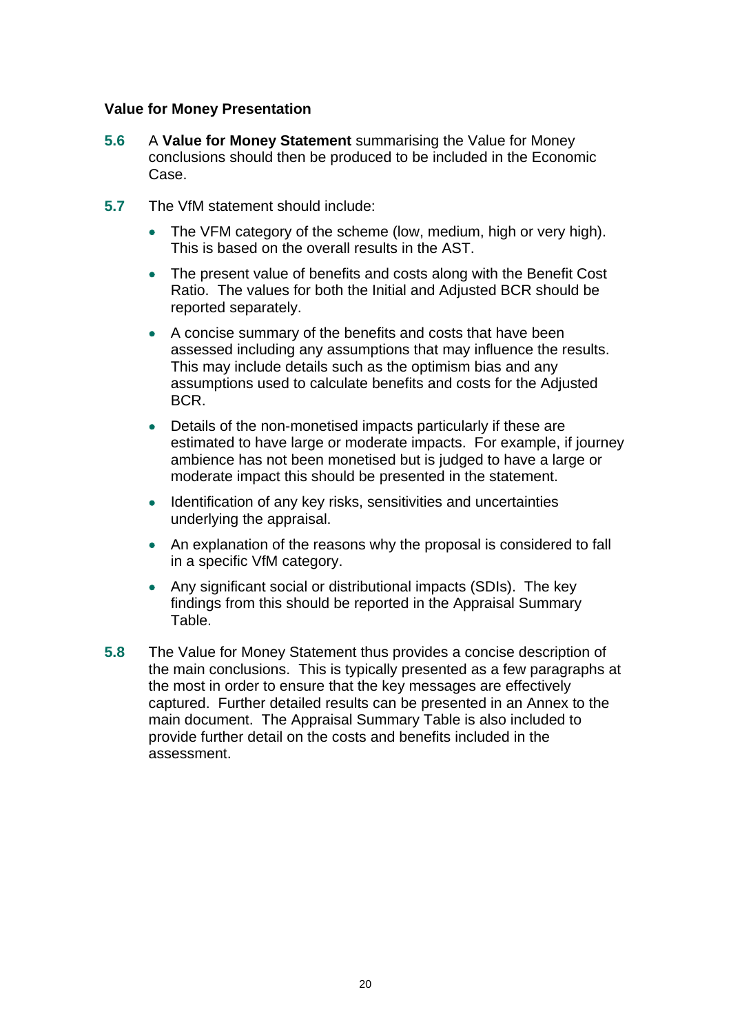### Value for Money Presentation

**5.6** A **Value for Money Statement** summarising the Value for Money conclusions should then be produced to be included in the Economic Case.

**5.7** The VfM statement should include:

- The VFM category of the scheme (low, medium, high or very high). This is based on the overall results in the AST.
- The present value of benefits and costs along with the Benefit Cost Ratio. The values for both the Initial and Adjusted BCR should be reported separately.
- A concise summary of the benefits and costs that have been assessed including any assumptions that may influence the results. This may include details such as the optimism bias and any assumptions used to calculate benefits and costs for the Adjusted BCR.
- Details of the non-monetised impacts particularly if these are estimated to have large or moderate impacts. For example, if journey ambience has not been monetised but is judged to have a large or moderate impact this should be presented in the statement.
- Identification of any key risks, sensitivities and uncertainties underlying the appraisal.
- An explanation of the reasons why the proposal is considered to fall in a specific VfM category.
- Any significant social or distributional impacts (SDIs). The key findings from this should be reported in the Appraisal Summary Table.

**5.8** The Value for Money Statement thus provides a concise description of the main conclusions. This is typically presented as a few paragraphs at the most in order to ensure that the key messages are effectively captured. Further detailed results can be presented in an Annex to the main document. The Appraisal Summary Table is also included to provide further detail on the costs and benefits included in the assessment.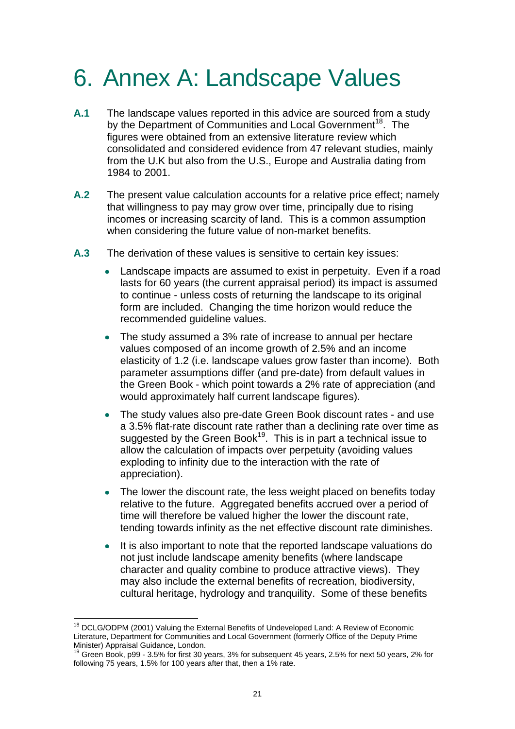# 6. Annex A: Landscape Values

**A.1** The landscape values reported in this advice are sourced from a study by the Department of Communities and Local Government[18]. The figures were obtained from an extensive literature review which consolidated and considered evidence from 47 relevant studies, mainly from the U.K but also from the U.S., Europe and Australia dating from 1984 to 2001.

**A.2** The present value calculation accounts for a relative price effect; namely that willingness to pay may grow over time, principally due to rising incomes or increasing scarcity of land. This is a common assumption when considering the future value of non-market benefits.

**A.3** The derivation of these values is sensitive to certain key issues:

- Landscape impacts are assumed to exist in perpetuity. Even if a road lasts for 60 years (the current appraisal period) its impact is assumed to continue - unless costs of returning the landscape to its original form are included. Changing the time horizon would reduce the recommended guideline values.
- The study assumed a 3% rate of increase to annual per hectare values composed of an income growth of 2.5% and an income elasticity of 1.2 (i.e. landscape values grow faster than income). Both parameter assumptions differ (and pre-date) from default values in the Green Book - which point towards a 2% rate of appreciation (and would approximately half current landscape figures).
- The study values also pre-date Green Book discount rates - and use a 3.5% flat-rate discount rate rather than a declining rate over time as suggested by the Green Book[19]. This is in part a technical issue to allow the calculation of impacts over perpetuity (avoiding values exploding to infinity due to the interaction with the rate of appreciation).
- The lower the discount rate, the less weight placed on benefits today relative to the future. Aggregated benefits accrued over a period of time will therefore be valued higher the lower the discount rate, tending towards infinity as the net effective discount rate diminishes.
- It is also important to note that the reported landscape valuations do not just include landscape amenity benefits (where landscape character and quality combine to produce attractive views). They may also include the external benefits of recreation, biodiversity, cultural heritage, hydrology and tranquility. Some of these benefits

---

[18] DCLG/ODPM (2001) Valuing the External Benefits of Undeveloped Land: A Review of Economic Literature, Department for Communities and Local Government (formerly Office of the Deputy Prime Minister) Appraisal Guidance, London.

[19] Green Book, p99 - 3.5% for first 30 years, 3% for subsequent 45 years, 2.5% for next 50 years, 2% for following 75 years, 1.5% for 100 years after that, then a 1% rate.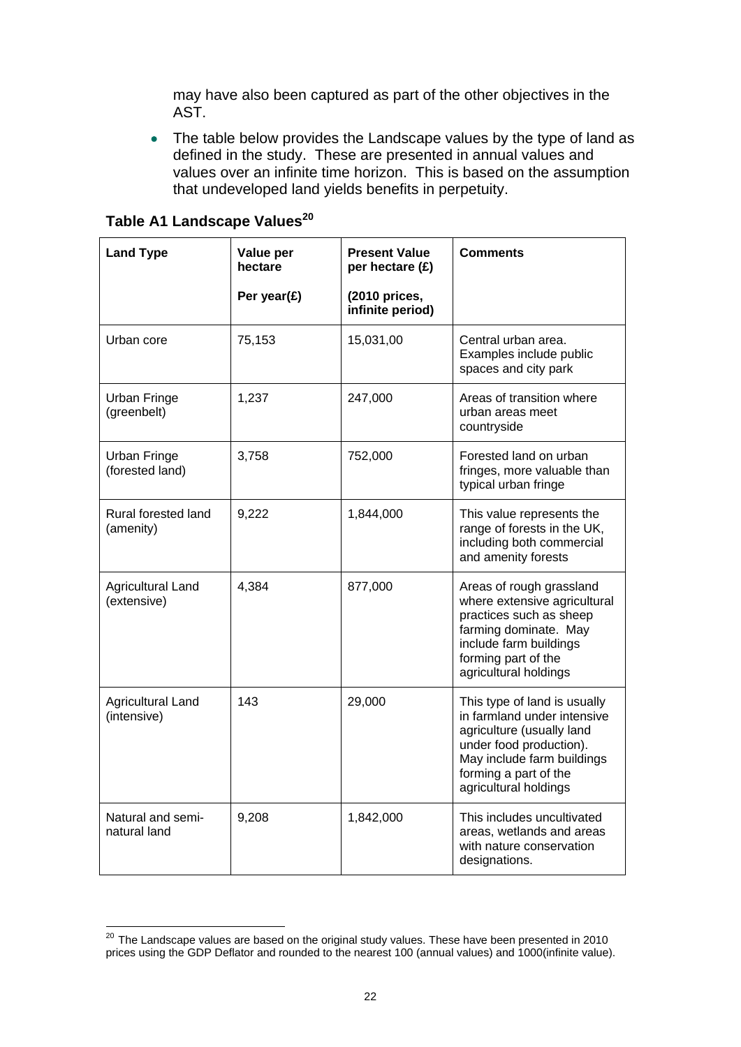may have also been captured as part of the other objectives in the AST.

- The table below provides the Landscape values by the type of land as defined in the study. These are presented in annual values and values over an infinite time horizon. This is based on the assumption that undeveloped land yields benefits in perpetuity.

**Table A1 Landscape Values[20]**

| Land Type | Value per hectare<br><br>Per year(£) | Present Value per hectare (£)<br><br>(2010 prices, infinite period) | Comments |
|---|---|---|---|
| Urban core | 75,153 | 15,031,00 | Central urban area. Examples include public spaces and city park |
| Urban Fringe (greenbelt) | 1,237 | 247,000 | Areas of transition where urban areas meet countryside |
| Urban Fringe (forested land) | 3,758 | 752,000 | Forested land on urban fringes, more valuable than typical urban fringe |
| Rural forested land (amenity) | 9,222 | 1,844,000 | This value represents the range of forests in the UK, including both commercial and amenity forests |
| Agricultural Land (extensive) | 4,384 | 877,000 | Areas of rough grassland where extensive agricultural practices such as sheep farming dominate. May include farm buildings forming part of the agricultural holdings |
| Agricultural Land (intensive) | 143 | 29,000 | This type of land is usually in farmland under intensive agriculture (usually land under food production). May include farm buildings forming a part of the agricultural holdings |
| Natural and semi-natural land | 9,208 | 1,842,000 | This includes uncultivated areas, wetlands and areas with nature conservation designations. |

[20] The Landscape values are based on the original study values. These have been presented in 2010 prices using the GDP Deflator and rounded to the nearest 100 (annual values) and 1000(infinite value).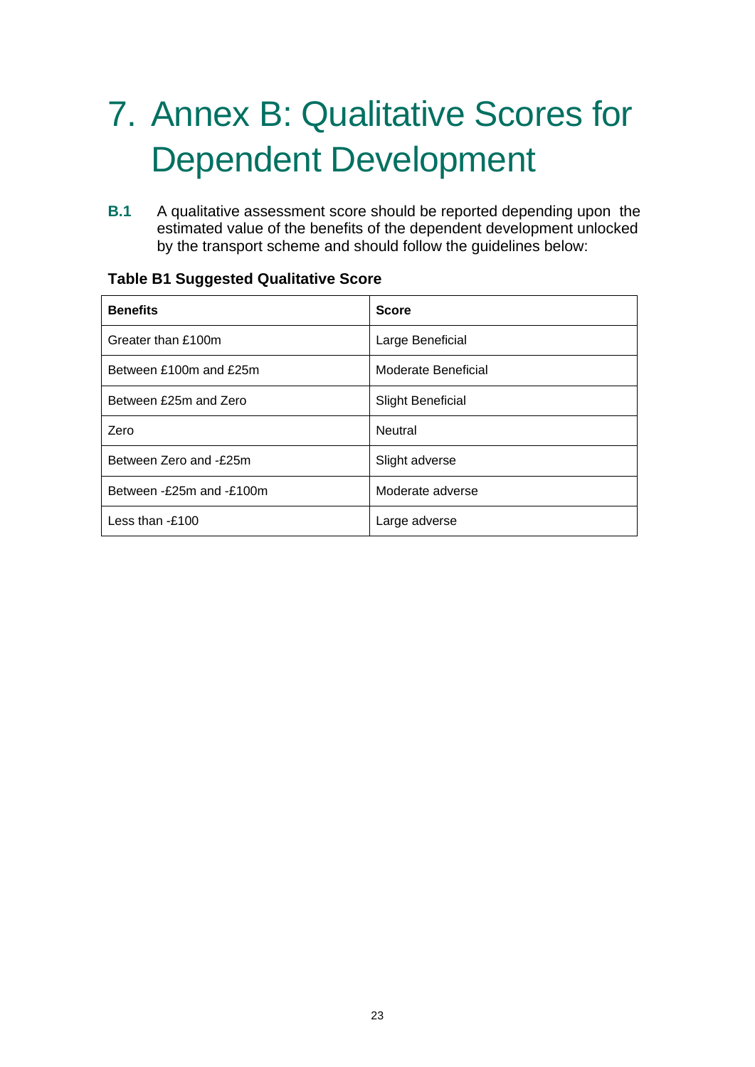# 7. Annex B: Qualitative Scores for Dependent Development

**B.1** A qualitative assessment score should be reported depending upon the estimated value of the benefits of the dependent development unlocked by the transport scheme and should follow the guidelines below:

**Table B1 Suggested Qualitative Score**

| **Benefits** | **Score** |
|---|---|
| Greater than £100m | Large Beneficial |
| Between £100m and £25m | Moderate Beneficial |
| Between £25m and Zero | Slight Beneficial |
| Zero | Neutral |
| Between Zero and -£25m | Slight adverse |
| Between -£25m and -£100m | Moderate adverse |
| Less than -£100 | Large adverse |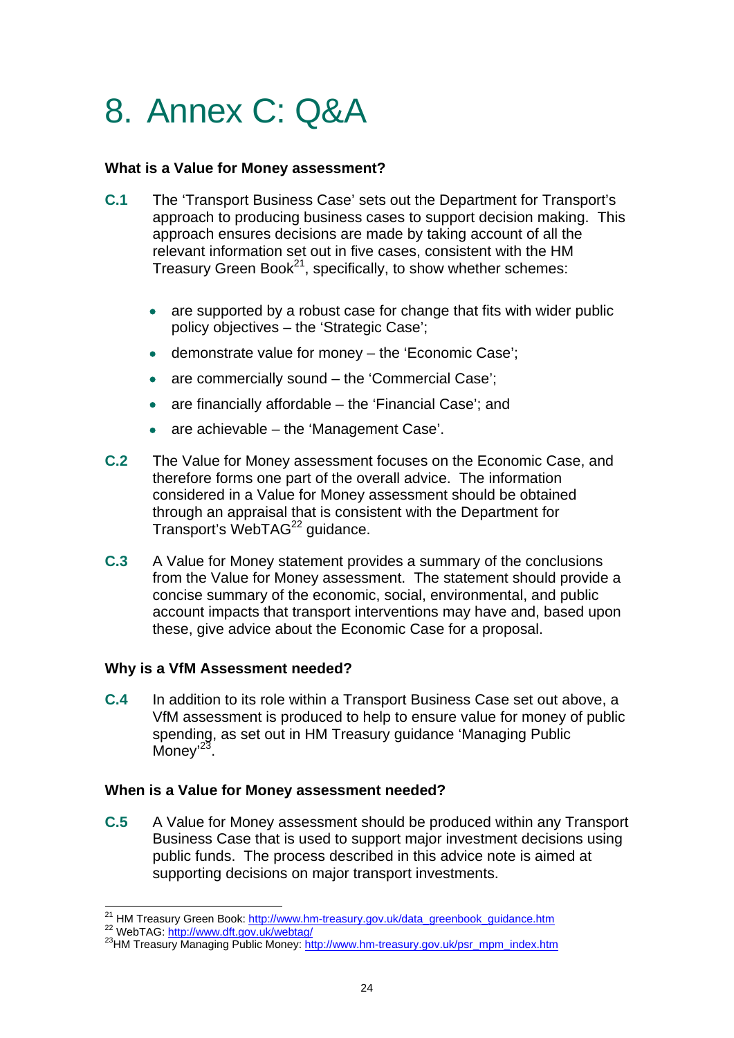# 8. Annex C: Q&A

**What is a Value for Money assessment?**

**C.1** The 'Transport Business Case' sets out the Department for Transport's approach to producing business cases to support decision making. This approach ensures decisions are made by taking account of all the relevant information set out in five cases, consistent with the HM Treasury Green Book[21], specifically, to show whether schemes:

- are supported by a robust case for change that fits with wider public policy objectives – the 'Strategic Case';
- demonstrate value for money – the 'Economic Case';
- are commercially sound – the 'Commercial Case';
- are financially affordable – the 'Financial Case'; and
- are achievable – the 'Management Case'.

**C.2** The Value for Money assessment focuses on the Economic Case, and therefore forms one part of the overall advice. The information considered in a Value for Money assessment should be obtained through an appraisal that is consistent with the Department for Transport's WebTAG[22] guidance.

**C.3** A Value for Money statement provides a summary of the conclusions from the Value for Money assessment. The statement should provide a concise summary of the economic, social, environmental, and public account impacts that transport interventions may have and, based upon these, give advice about the Economic Case for a proposal.

**Why is a VfM Assessment needed?**

**C.4** In addition to its role within a Transport Business Case set out above, a VfM assessment is produced to help to ensure value for money of public spending, as set out in HM Treasury guidance 'Managing Public Money'[23].

**When is a Value for Money assessment needed?**

**C.5** A Value for Money assessment should be produced within any Transport Business Case that is used to support major investment decisions using public funds. The process described in this advice note is aimed at supporting decisions on major transport investments.

---

[21] HM Treasury Green Book: http://www.hm-treasury.gov.uk/data_greenbook_guidance.htm
[22] WebTAG: http://www.dft.gov.uk/webtag/
[23] HM Treasury Managing Public Money: http://www.hm-treasury.gov.uk/psr_mpm_index.htm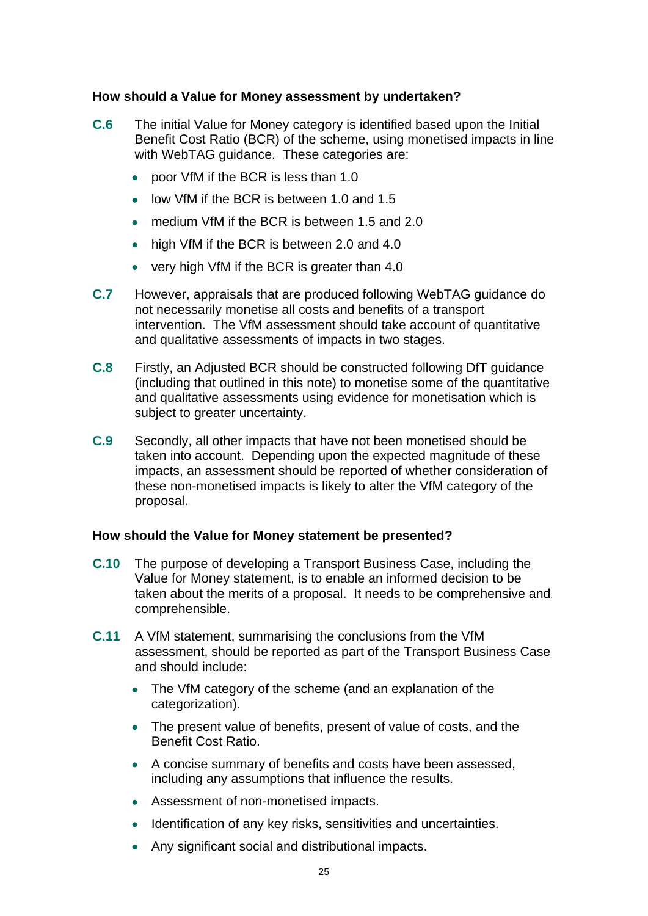**How should a Value for Money assessment by undertaken?**

**C.6** The initial Value for Money category is identified based upon the Initial Benefit Cost Ratio (BCR) of the scheme, using monetised impacts in line with WebTAG guidance. These categories are:

- poor VfM if the BCR is less than 1.0
- low VfM if the BCR is between 1.0 and 1.5
- medium VfM if the BCR is between 1.5 and 2.0
- high VfM if the BCR is between 2.0 and 4.0
- very high VfM if the BCR is greater than 4.0

**C.7** However, appraisals that are produced following WebTAG guidance do not necessarily monetise all costs and benefits of a transport intervention. The VfM assessment should take account of quantitative and qualitative assessments of impacts in two stages.

**C.8** Firstly, an Adjusted BCR should be constructed following DfT guidance (including that outlined in this note) to monetise some of the quantitative and qualitative assessments using evidence for monetisation which is subject to greater uncertainty.

**C.9** Secondly, all other impacts that have not been monetised should be taken into account. Depending upon the expected magnitude of these impacts, an assessment should be reported of whether consideration of these non-monetised impacts is likely to alter the VfM category of the proposal.

**How should the Value for Money statement be presented?**

**C.10** The purpose of developing a Transport Business Case, including the Value for Money statement, is to enable an informed decision to be taken about the merits of a proposal. It needs to be comprehensive and comprehensible.

**C.11** A VfM statement, summarising the conclusions from the VfM assessment, should be reported as part of the Transport Business Case and should include:

- The VfM category of the scheme (and an explanation of the categorization).
- The present value of benefits, present of value of costs, and the Benefit Cost Ratio.
- A concise summary of benefits and costs have been assessed, including any assumptions that influence the results.
- Assessment of non-monetised impacts.
- Identification of any key risks, sensitivities and uncertainties.
- Any significant social and distributional impacts.